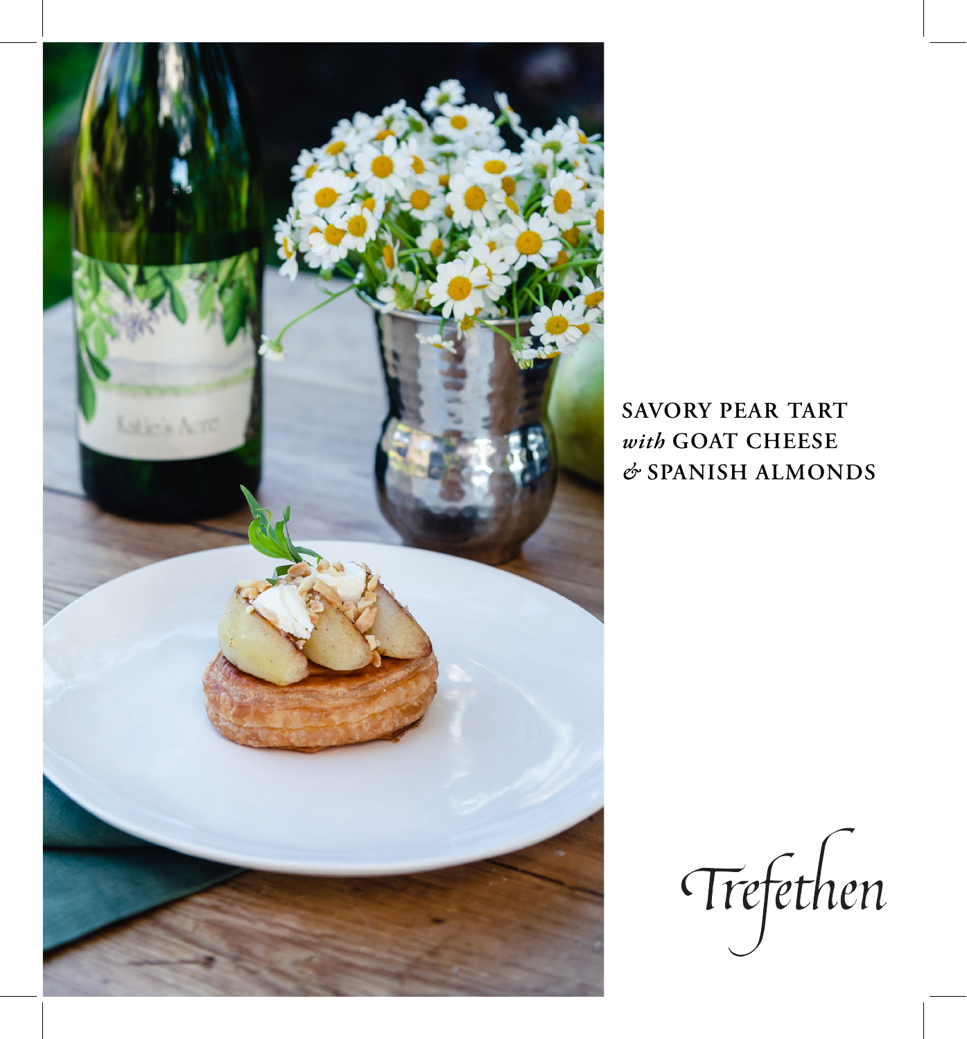# SAVORY PEAR TART *with* GOAT CHEESE *&* SPANISH ALMONDS

Trefethen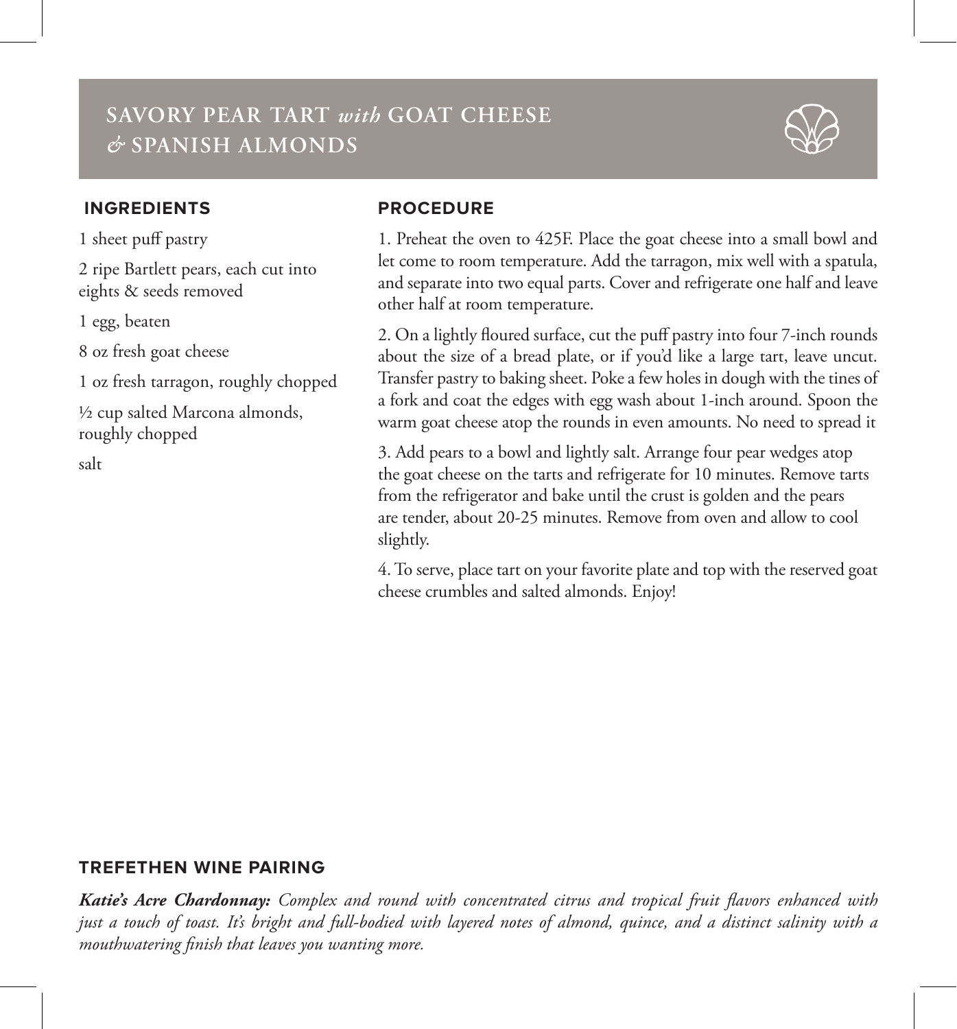# SAVORY PEAR TART *with* GOAT CHEESE *&* SPANISH ALMONDS

## INGREDIENTS

1 sheet puff pastry

2 ripe Bartlett pears, each cut into eights & seeds removed

1 egg, beaten

8 oz fresh goat cheese

1 oz fresh tarragon, roughly chopped

½ cup salted Marcona almonds, roughly chopped

salt

## PROCEDURE

1. Preheat the oven to 425F. Place the goat cheese into a small bowl and let come to room temperature. Add the tarragon, mix well with a spatula, and separate into two equal parts. Cover and refrigerate one half and leave other half at room temperature.

2. On a lightly floured surface, cut the puff pastry into four 7-inch rounds about the size of a bread plate, or if you'd like a large tart, leave uncut. Transfer pastry to baking sheet. Poke a few holes in dough with the tines of a fork and coat the edges with egg wash about 1-inch around. Spoon the warm goat cheese atop the rounds in even amounts. No need to spread it

3. Add pears to a bowl and lightly salt. Arrange four pear wedges atop the goat cheese on the tarts and refrigerate for 10 minutes. Remove tarts from the refrigerator and bake until the crust is golden and the pears are tender, about 20-25 minutes. Remove from oven and allow to cool slightly.

4. To serve, place tart on your favorite plate and top with the reserved goat cheese crumbles and salted almonds. Enjoy!

## TREFETHEN WINE PAIRING

***Katie's Acre Chardonnay:*** *Complex and round with concentrated citrus and tropical fruit flavors enhanced with just a touch of toast. It's bright and full-bodied with layered notes of almond, quince, and a distinct salinity with a mouthwatering finish that leaves you wanting more.*